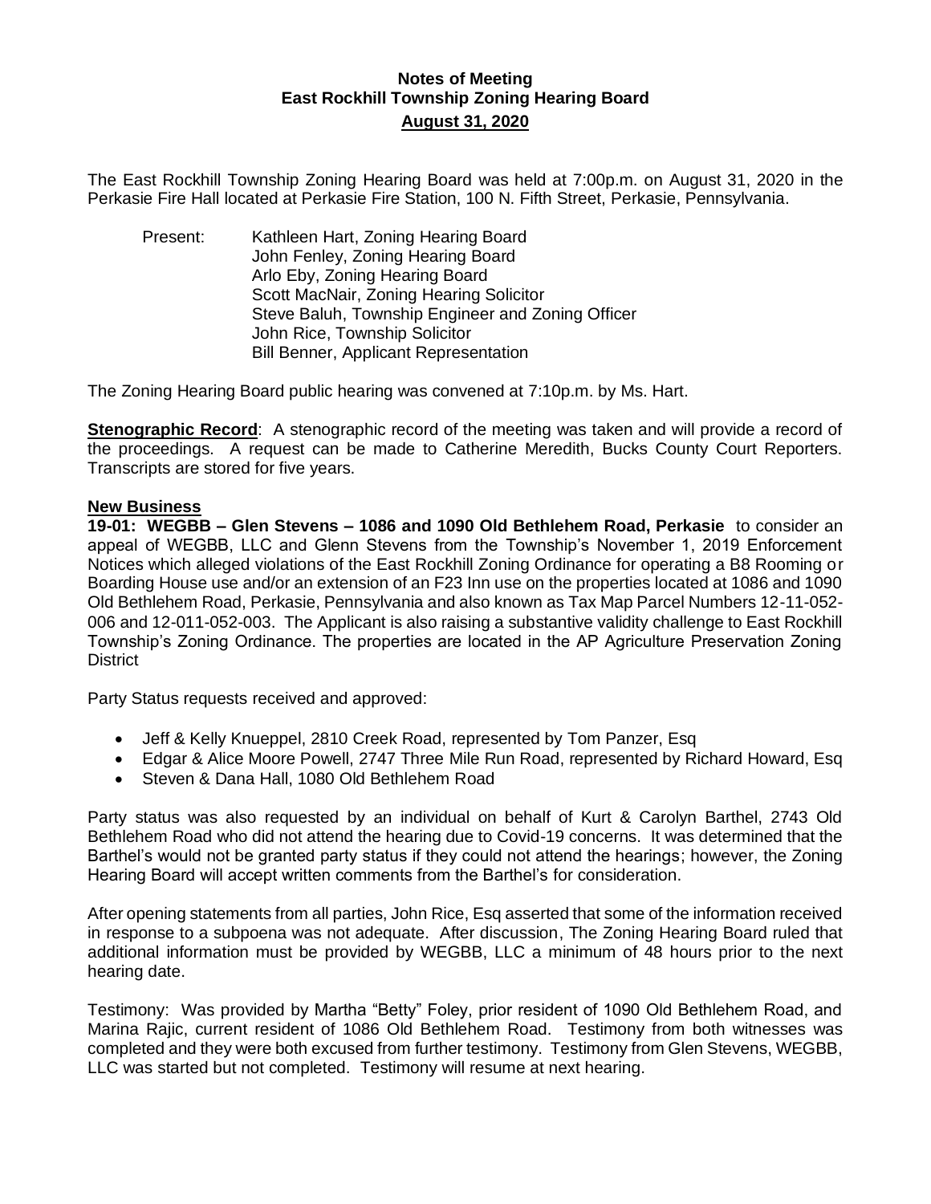# Notes of Meeting
## East Rockhill Township Zoning Hearing Board
## August 31, 2020

The East Rockhill Township Zoning Hearing Board was held at 7:00p.m. on August 31, 2020 in the Perkasie Fire Hall located at Perkasie Fire Station, 100 N. Fifth Street, Perkasie, Pennsylvania.

Present:
- Kathleen Hart, Zoning Hearing Board
- John Fenley, Zoning Hearing Board
- Arlo Eby, Zoning Hearing Board
- Scott MacNair, Zoning Hearing Solicitor
- Steve Baluh, Township Engineer and Zoning Officer
- John Rice, Township Solicitor
- Bill Benner, Applicant Representation

The Zoning Hearing Board public hearing was convened at 7:10p.m. by Ms. Hart.

**Stenographic Record**: A stenographic record of the meeting was taken and will provide a record of the proceedings. A request can be made to Catherine Meredith, Bucks County Court Reporters. Transcripts are stored for five years.

**New Business**

**19-01: WEGBB – Glen Stevens – 1086 and 1090 Old Bethlehem Road, Perkasie** to consider an appeal of WEGBB, LLC and Glenn Stevens from the Township's November 1, 2019 Enforcement Notices which alleged violations of the East Rockhill Zoning Ordinance for operating a B8 Rooming or Boarding House use and/or an extension of an F23 Inn use on the properties located at 1086 and 1090 Old Bethlehem Road, Perkasie, Pennsylvania and also known as Tax Map Parcel Numbers 12-11-052-006 and 12-011-052-003. The Applicant is also raising a substantive validity challenge to East Rockhill Township's Zoning Ordinance. The properties are located in the AP Agriculture Preservation Zoning District

Party Status requests received and approved:

- Jeff & Kelly Knueppel, 2810 Creek Road, represented by Tom Panzer, Esq
- Edgar & Alice Moore Powell, 2747 Three Mile Run Road, represented by Richard Howard, Esq
- Steven & Dana Hall, 1080 Old Bethlehem Road

Party status was also requested by an individual on behalf of Kurt & Carolyn Barthel, 2743 Old Bethlehem Road who did not attend the hearing due to Covid-19 concerns. It was determined that the Barthel's would not be granted party status if they could not attend the hearings; however, the Zoning Hearing Board will accept written comments from the Barthel's for consideration.

After opening statements from all parties, John Rice, Esq asserted that some of the information received in response to a subpoena was not adequate. After discussion, The Zoning Hearing Board ruled that additional information must be provided by WEGBB, LLC a minimum of 48 hours prior to the next hearing date.

Testimony: Was provided by Martha "Betty" Foley, prior resident of 1090 Old Bethlehem Road, and Marina Rajic, current resident of 1086 Old Bethlehem Road. Testimony from both witnesses was completed and they were both excused from further testimony. Testimony from Glen Stevens, WEGBB, LLC was started but not completed. Testimony will resume at next hearing.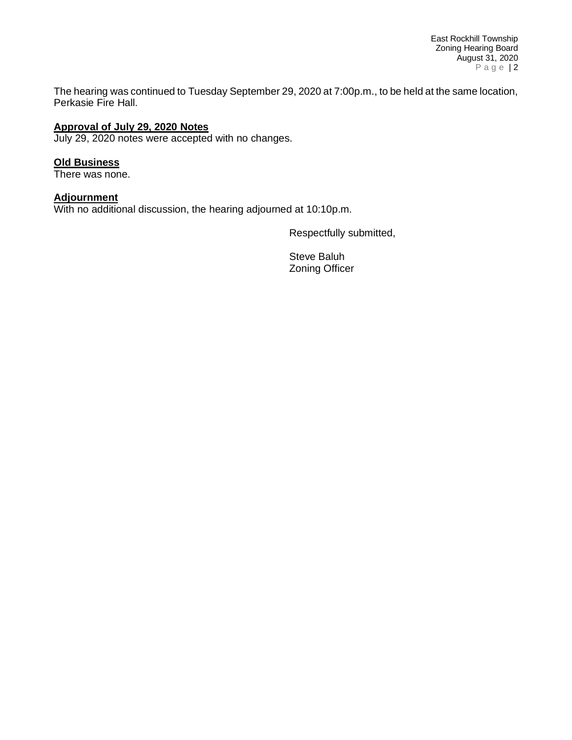The hearing was continued to Tuesday September 29, 2020 at 7:00p.m., to be held at the same location, Perkasie Fire Hall.

**Approval of July 29, 2020 Notes**

July 29, 2020 notes were accepted with no changes.

**Old Business**

There was none.

**Adjournment**

With no additional discussion, the hearing adjourned at 10:10p.m.

Respectfully submitted,

Steve Baluh
Zoning Officer